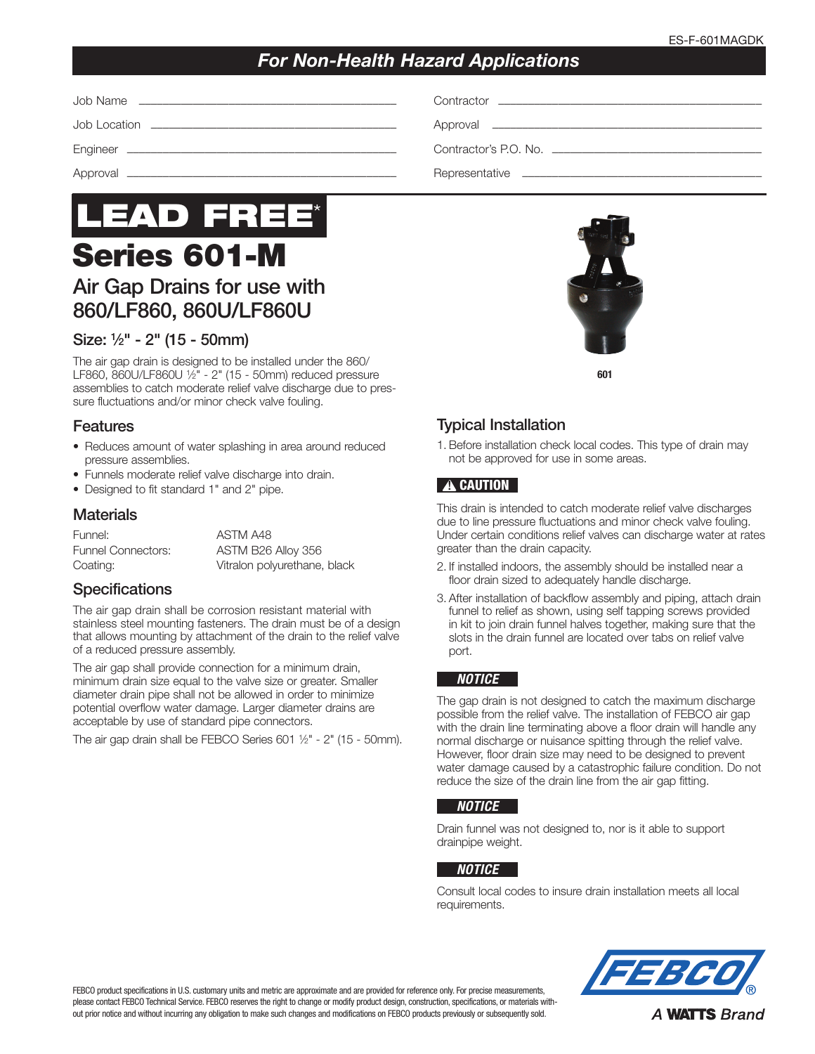ES-F-601MAGDK

## *For Non-Health Hazard Applications*

Job Name ______________________

Job Location ______________________

Engineer ______________________

Approval ______________________

Contractor ______________________

Approval ______________________

Contractor's P.O. No. ______________________

Representative ______________________

# LEAD FREE*

# Series 601-M

## Air Gap Drains for use with 860/LF860, 860U/LF860U

### Size: ½" - 2" (15 - 50mm)

The air gap drain is designed to be installed under the 860/LF860, 860U/LF860U ½" - 2" (15 - 50mm) reduced pressure assemblies to catch moderate relief valve discharge due to pressure fluctuations and/or minor check valve fouling.

601

### Features

- Reduces amount of water splashing in area around reduced pressure assemblies.
- Funnels moderate relief valve discharge into drain.
- Designed to fit standard 1" and 2" pipe.

### Materials

| | |
|---|---|
| Funnel: | ASTM A48 |
| Funnel Connectors: | ASTM B26 Alloy 356 |
| Coating: | Vitralon polyurethane, black |

### Specifications

The air gap drain shall be corrosion resistant material with stainless steel mounting fasteners. The drain must be of a design that allows mounting by attachment of the drain to the relief valve of a reduced pressure assembly.

The air gap shall provide connection for a minimum drain, minimum drain size equal to the valve size or greater. Smaller diameter drain pipe shall not be allowed in order to minimize potential overflow water damage. Larger diameter drains are acceptable by use of standard pipe connectors.

The air gap drain shall be FEBCO Series 601 ½" - 2" (15 - 50mm).

### Typical Installation

1. Before installation check local codes. This type of drain may not be approved for use in some areas.

**⚠ CAUTION**

This drain is intended to catch moderate relief valve discharges due to line pressure fluctuations and minor check valve fouling. Under certain conditions relief valves can discharge water at rates greater than the drain capacity.

2. If installed indoors, the assembly should be installed near a floor drain sized to adequately handle discharge.
3. After installation of backflow assembly and piping, attach drain funnel to relief as shown, using self tapping screws provided in kit to join drain funnel halves together, making sure that the slots in the drain funnel are located over tabs on relief valve port.

***NOTICE***

The gap drain is not designed to catch the maximum discharge possible from the relief valve. The installation of FEBCO air gap with the drain line terminating above a floor drain will handle any normal discharge or nuisance spitting through the relief valve. However, floor drain size may need to be designed to prevent water damage caused by a catastrophic failure condition. Do not reduce the size of the drain line from the air gap fitting.

***NOTICE***

Drain funnel was not designed to, nor is it able to support drainpipe weight.

***NOTICE***

Consult local codes to insure drain installation meets all local requirements.

FEBCO product specifications in U.S. customary units and metric are approximate and are provided for reference only. For precise measurements, please contact FEBCO Technical Service. FEBCO reserves the right to change or modify product design, construction, specifications, or materials without prior notice and without incurring any obligation to make such changes and modifications on FEBCO products previously or subsequently sold.

FEBCO® *A* **WATTS** *Brand*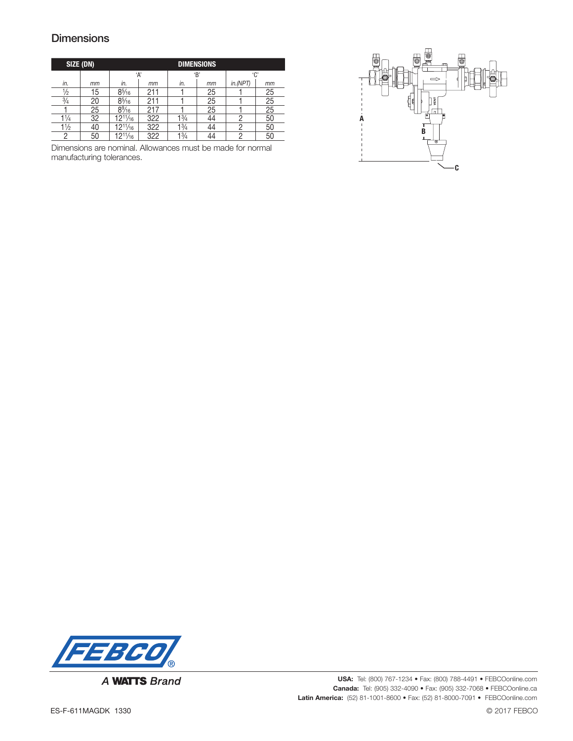## Dimensions

| SIZE (DN) | | DIMENSIONS | | | | | |
|---|---|---|---|---|---|---|---|
| | | 'A' | | 'B' | | 'C' | |
| *in.* | *mm* | *in.* | *mm* | *in.* | *mm* | *in.(NPT)* | *mm* |
| ½ | 15 | 8⁵⁄₁₆ | 211 | 1 | 25 | 1 | 25 |
| ¾ | 20 | 8⁵⁄₁₆ | 211 | 1 | 25 | 1 | 25 |
| 1 | 25 | 8⁹⁄₁₆ | 217 | 1 | 25 | 1 | 25 |
| 1¼ | 32 | 12¹¹⁄₁₆ | 322 | 1¾ | 44 | 2 | 50 |
| 1½ | 40 | 12¹¹⁄₁₆ | 322 | 1¾ | 44 | 2 | 50 |
| 2 | 50 | 12¹¹⁄₁₆ | 322 | 1¾ | 44 | 2 | 50 |

Dimensions are nominal. Allowances must be made for normal manufacturing tolerances.

A
B
C

FEBCO®

A WATTS Brand

**USA:** Tel: (800) 767-1234 • Fax: (800) 788-4491 • FEBCOonline.com
**Canada:** Tel: (905) 332-4090 • Fax: (905) 332-7068 • FEBCOonline.ca
**Latin America:** (52) 81-1001-8600 • Fax: (52) 81-8000-7091 • FEBCOonline.com

ES-F-611MAGDK 1330

© 2017 FEBCO